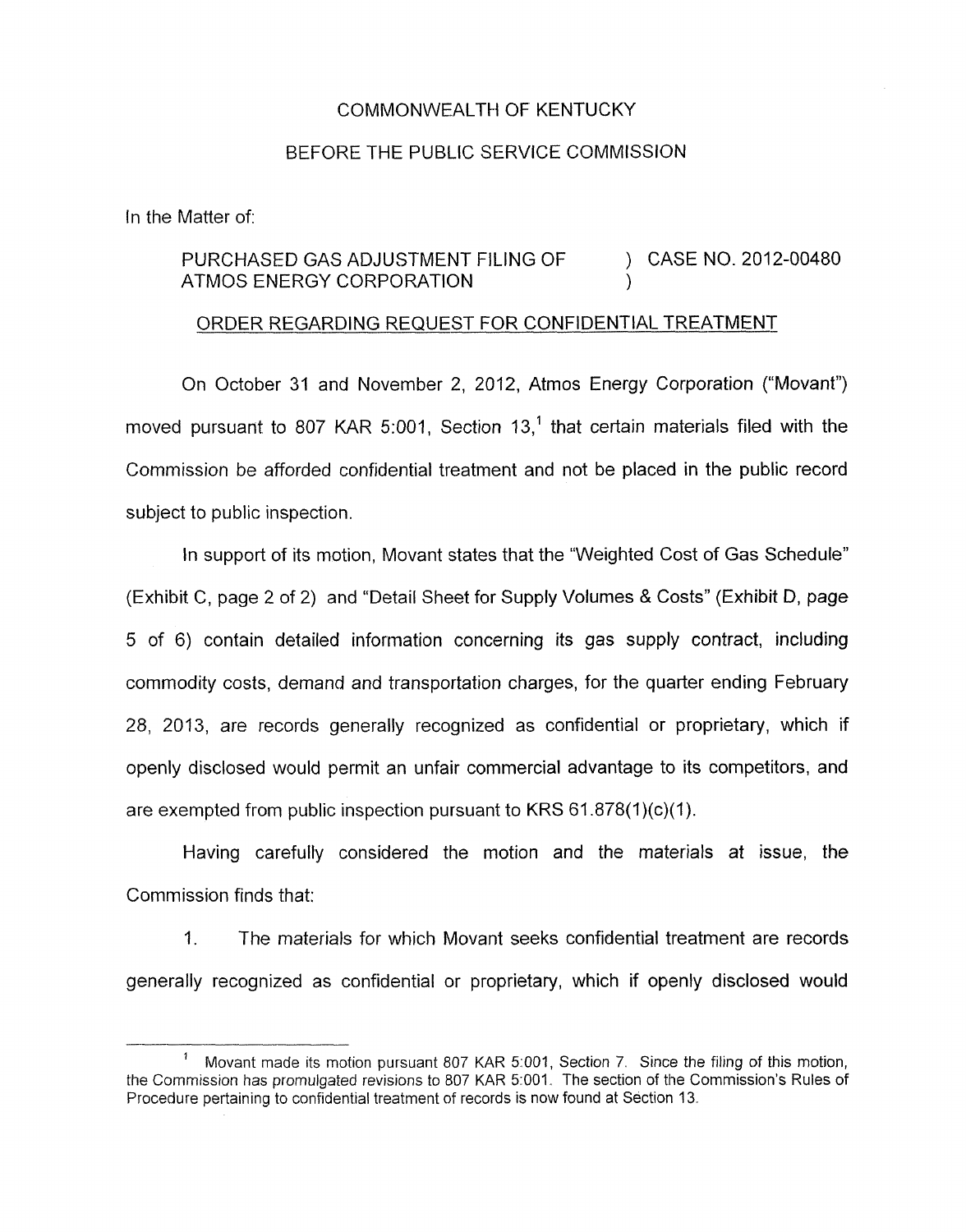COMMONWEALTH OF KENTUCKY

BEFORE THE PUBLIC SERVICE COMMISSION

In the Matter of:

PURCHASED GAS ADJUSTMENT FILING OF ATMOS ENERGY CORPORATION ) CASE NO. 2012-00480

ORDER REGARDING REQUEST FOR CONFIDENTIAL TREATMENT

On October 31 and November 2, 2012, Atmos Energy Corporation ("Movant") moved pursuant to 807 KAR 5:001, Section 13,[1] that certain materials filed with the Commission be afforded confidential treatment and not be placed in the public record subject to public inspection.

In support of its motion, Movant states that the "Weighted Cost of Gas Schedule" (Exhibit C, page 2 of 2) and "Detail Sheet for Supply Volumes & Costs" (Exhibit D, page 5 of 6) contain detailed information concerning its gas supply contract, including commodity costs, demand and transportation charges, for the quarter ending February 28, 2013, are records generally recognized as confidential or proprietary, which if openly disclosed would permit an unfair commercial advantage to its competitors, and are exempted from public inspection pursuant to KRS 61.878(1)(c)(1).

Having carefully considered the motion and the materials at issue, the Commission finds that:

1. The materials for which Movant seeks confidential treatment are records generally recognized as confidential or proprietary, which if openly disclosed would

[1] Movant made its motion pursuant 807 KAR 5:001, Section 7. Since the filing of this motion, the Commission has promulgated revisions to 807 KAR 5:001. The section of the Commission's Rules of Procedure pertaining to confidential treatment of records is now found at Section 13.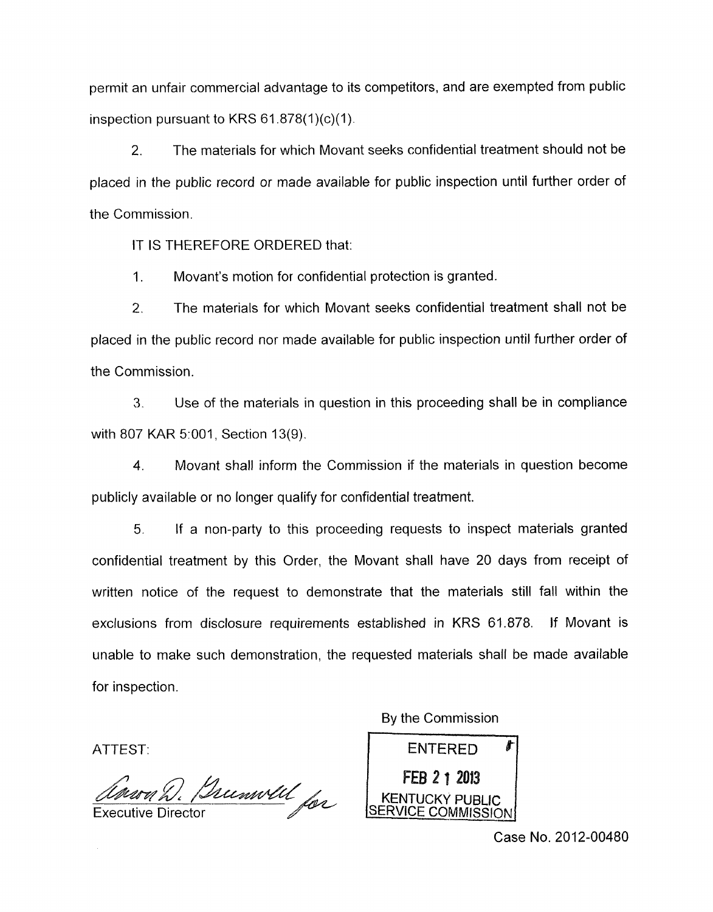permit an unfair commercial advantage to its competitors, and are exempted from public inspection pursuant to KRS 61.878(1)(c)(1).

2. The materials for which Movant seeks confidential treatment should not be placed in the public record or made available for public inspection until further order of the Commission.

IT IS THEREFORE ORDERED that:

1. Movant's motion for confidential protection is granted.

2. The materials for which Movant seeks confidential treatment shall not be placed in the public record nor made available for public inspection until further order of the Commission.

3. Use of the materials in question in this proceeding shall be in compliance with 807 KAR 5:001, Section 13(9).

4. Movant shall inform the Commission if the materials in question become publicly available or no longer qualify for confidential treatment.

5. If a non-party to this proceeding requests to inspect materials granted confidential treatment by this Order, the Movant shall have 20 days from receipt of written notice of the request to demonstrate that the materials still fall within the exclusions from disclosure requirements established in KRS 61.878. If Movant is unable to make such demonstration, the requested materials shall be made available for inspection.

By the Commission

ENTERED
FEB 21 2013
KENTUCKY PUBLIC SERVICE COMMISSION

ATTEST:

Aaron D. Greenwell for
Executive Director

Case No. 2012-00480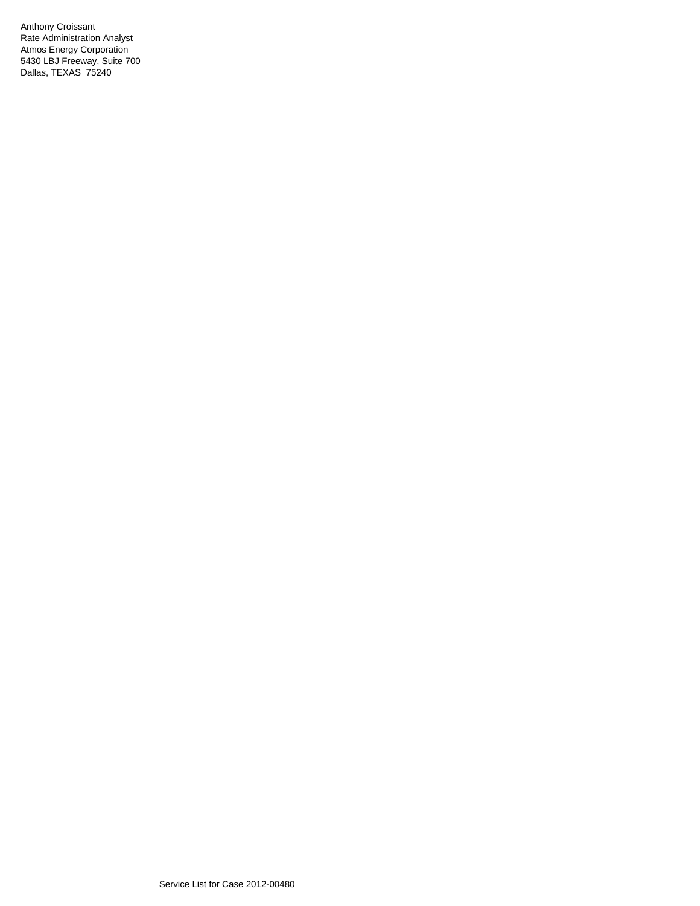Anthony Croissant
Rate Administration Analyst
Atmos Energy Corporation
5430 LBJ Freeway, Suite 700
Dallas, TEXAS  75240